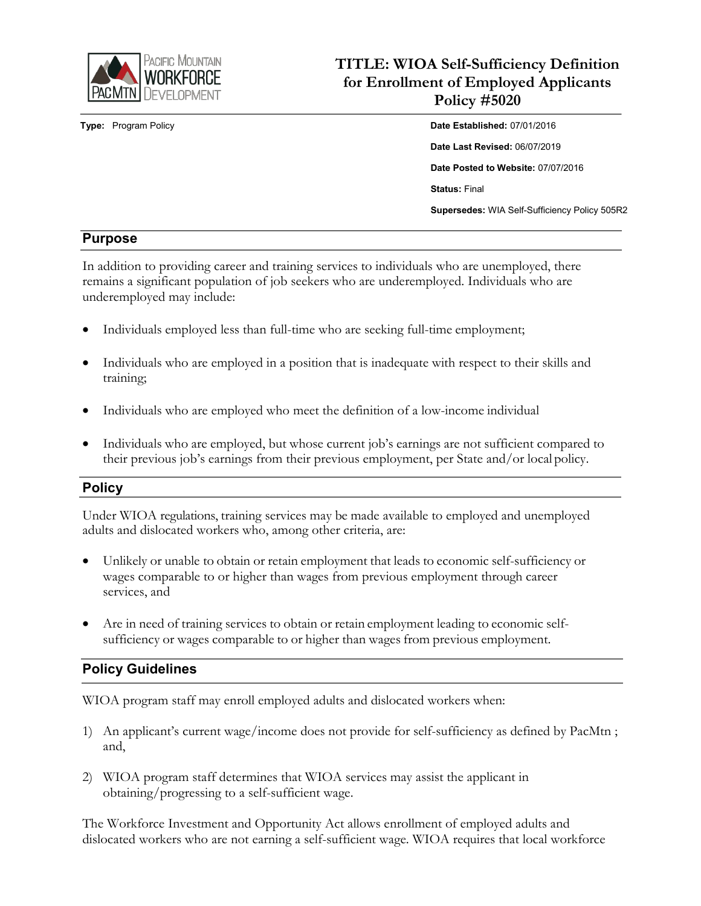# TITLE: WIOA Self-Sufficiency Definition for Enrollment of Employed Applicants Policy #5020

**Type:** Program Policy

**Date Established:** 07/01/2016

**Date Last Revised:** 06/07/2019

**Date Posted to Website:** 07/07/2016

**Status:** Final

**Supersedes:** WIA Self-Sufficiency Policy 505R2

## Purpose

In addition to providing career and training services to individuals who are unemployed, there remains a significant population of job seekers who are underemployed. Individuals who are underemployed may include:

- Individuals employed less than full-time who are seeking full-time employment;
- Individuals who are employed in a position that is inadequate with respect to their skills and training;
- Individuals who are employed who meet the definition of a low-income individual
- Individuals who are employed, but whose current job's earnings are not sufficient compared to their previous job's earnings from their previous employment, per State and/or local policy.

## Policy

Under WIOA regulations, training services may be made available to employed and unemployed adults and dislocated workers who, among other criteria, are:

- Unlikely or unable to obtain or retain employment that leads to economic self-sufficiency or wages comparable to or higher than wages from previous employment through career services, and
- Are in need of training services to obtain or retain employment leading to economic self-sufficiency or wages comparable to or higher than wages from previous employment.

## Policy Guidelines

WIOA program staff may enroll employed adults and dislocated workers when:

1) An applicant's current wage/income does not provide for self-sufficiency as defined by PacMtn ; and,
2) WIOA program staff determines that WIOA services may assist the applicant in obtaining/progressing to a self-sufficient wage.

The Workforce Investment and Opportunity Act allows enrollment of employed adults and dislocated workers who are not earning a self-sufficient wage. WIOA requires that local workforce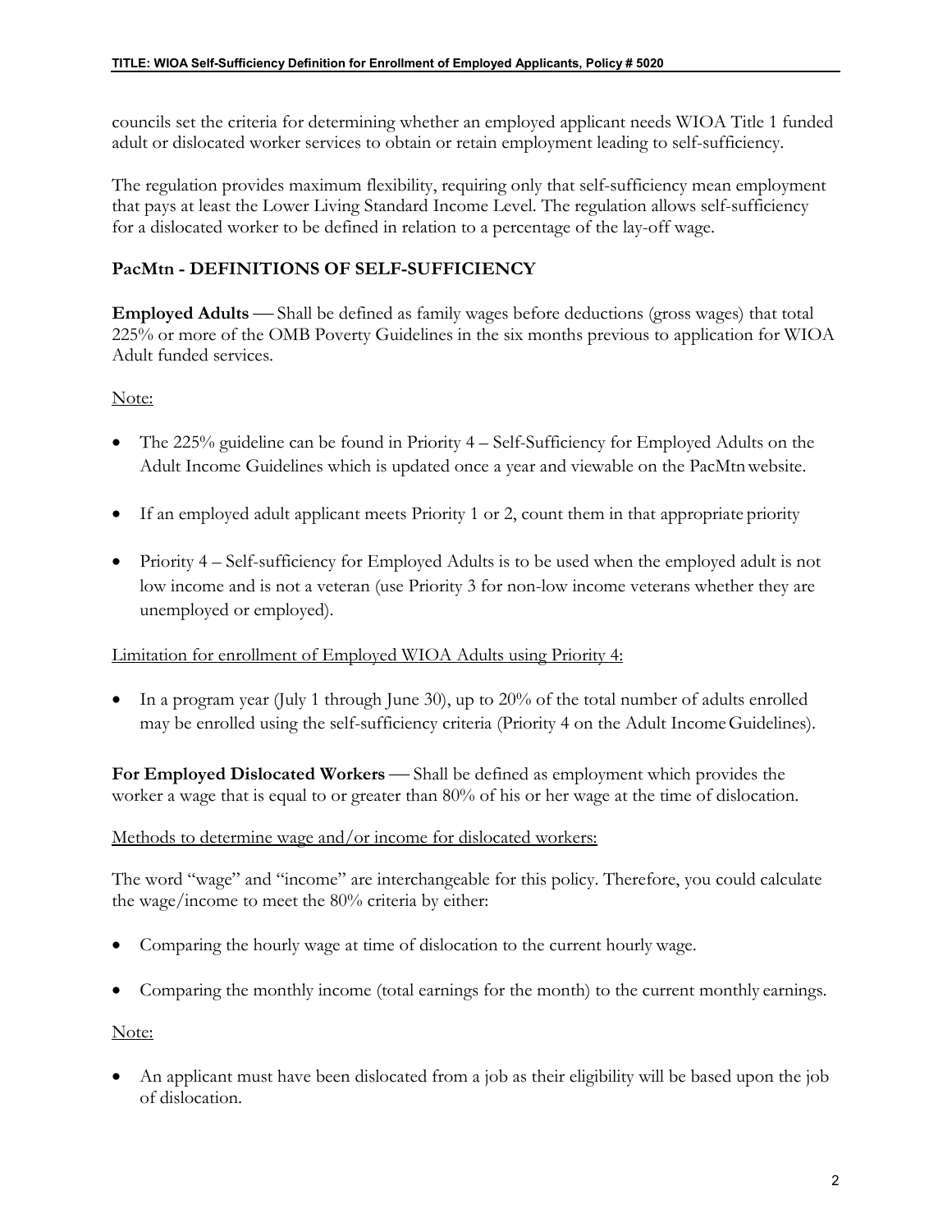councils set the criteria for determining whether an employed applicant needs WIOA Title 1 funded adult or dislocated worker services to obtain or retain employment leading to self-sufficiency.

The regulation provides maximum flexibility, requiring only that self-sufficiency mean employment that pays at least the Lower Living Standard Income Level. The regulation allows self-sufficiency for a dislocated worker to be defined in relation to a percentage of the lay-off wage.

## PacMtn - DEFINITIONS OF SELF-SUFFICIENCY

**Employed Adults** — Shall be defined as family wages before deductions (gross wages) that total 225% or more of the OMB Poverty Guidelines in the six months previous to application for WIOA Adult funded services.

Note:

- The 225% guideline can be found in Priority 4 – Self-Sufficiency for Employed Adults on the Adult Income Guidelines which is updated once a year and viewable on the PacMtn website.
- If an employed adult applicant meets Priority 1 or 2, count them in that appropriate priority
- Priority 4 – Self-sufficiency for Employed Adults is to be used when the employed adult is not low income and is not a veteran (use Priority 3 for non-low income veterans whether they are unemployed or employed).

Limitation for enrollment of Employed WIOA Adults using Priority 4:

- In a program year (July 1 through June 30), up to 20% of the total number of adults enrolled may be enrolled using the self-sufficiency criteria (Priority 4 on the Adult Income Guidelines).

**For Employed Dislocated Workers** — Shall be defined as employment which provides the worker a wage that is equal to or greater than 80% of his or her wage at the time of dislocation.

Methods to determine wage and/or income for dislocated workers:

The word "wage" and "income" are interchangeable for this policy. Therefore, you could calculate the wage/income to meet the 80% criteria by either:

- Comparing the hourly wage at time of dislocation to the current hourly wage.
- Comparing the monthly income (total earnings for the month) to the current monthly earnings.

Note:

- An applicant must have been dislocated from a job as their eligibility will be based upon the job of dislocation.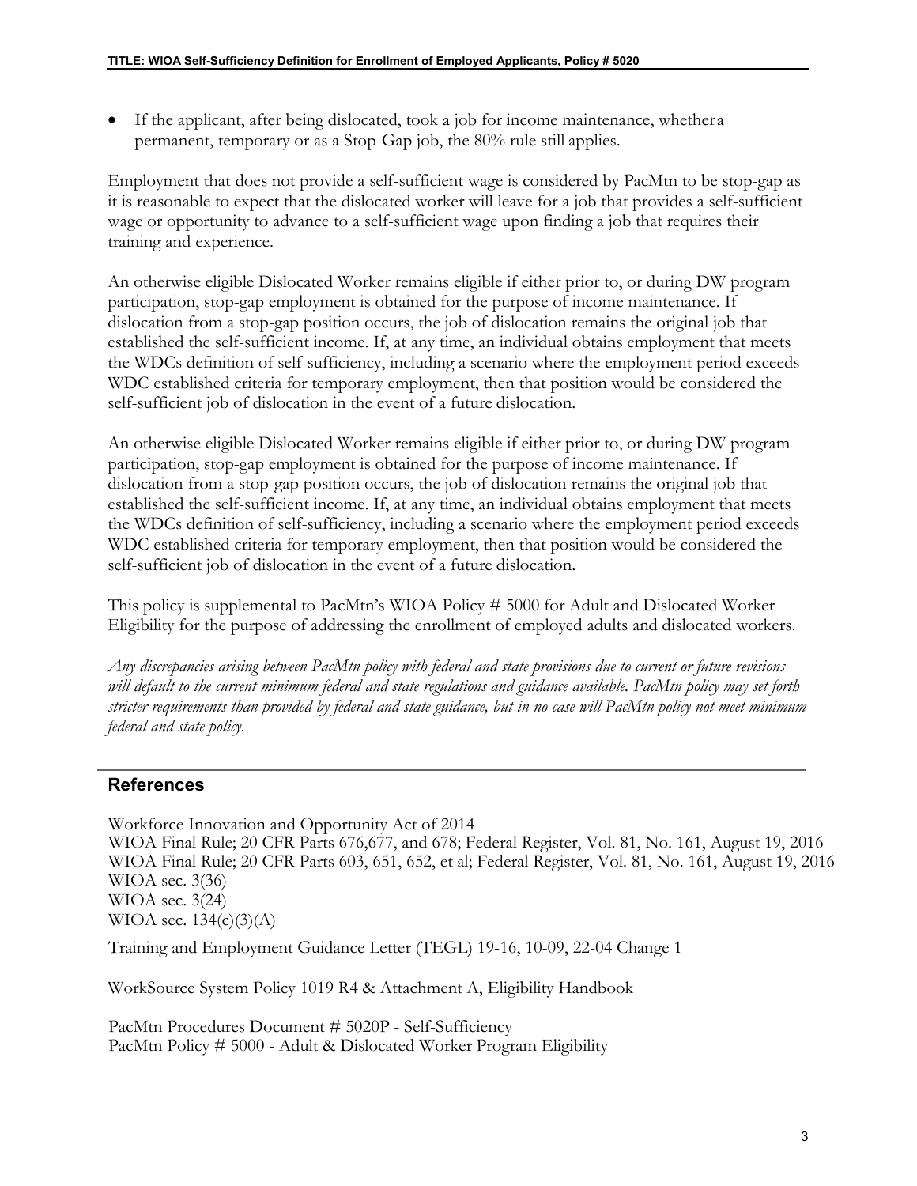- If the applicant, after being dislocated, took a job for income maintenance, whether a permanent, temporary or as a Stop-Gap job, the 80% rule still applies.

Employment that does not provide a self-sufficient wage is considered by PacMtn to be stop-gap as it is reasonable to expect that the dislocated worker will leave for a job that provides a self-sufficient wage or opportunity to advance to a self-sufficient wage upon finding a job that requires their training and experience.

An otherwise eligible Dislocated Worker remains eligible if either prior to, or during DW program participation, stop-gap employment is obtained for the purpose of income maintenance. If dislocation from a stop-gap position occurs, the job of dislocation remains the original job that established the self-sufficient income. If, at any time, an individual obtains employment that meets the WDCs definition of self-sufficiency, including a scenario where the employment period exceeds WDC established criteria for temporary employment, then that position would be considered the self-sufficient job of dislocation in the event of a future dislocation.

An otherwise eligible Dislocated Worker remains eligible if either prior to, or during DW program participation, stop-gap employment is obtained for the purpose of income maintenance. If dislocation from a stop-gap position occurs, the job of dislocation remains the original job that established the self-sufficient income. If, at any time, an individual obtains employment that meets the WDCs definition of self-sufficiency, including a scenario where the employment period exceeds WDC established criteria for temporary employment, then that position would be considered the self-sufficient job of dislocation in the event of a future dislocation.

This policy is supplemental to PacMtn's WIOA Policy # 5000 for Adult and Dislocated Worker Eligibility for the purpose of addressing the enrollment of employed adults and dislocated workers.

*Any discrepancies arising between PacMtn policy with federal and state provisions due to current or future revisions will default to the current minimum federal and state regulations and guidance available. PacMtn policy may set forth stricter requirements than provided by federal and state guidance, but in no case will PacMtn policy not meet minimum federal and state policy.*

## References

Workforce Innovation and Opportunity Act of 2014
WIOA Final Rule; 20 CFR Parts 676,677, and 678; Federal Register, Vol. 81, No. 161, August 19, 2016
WIOA Final Rule; 20 CFR Parts 603, 651, 652, et al; Federal Register, Vol. 81, No. 161, August 19, 2016
WIOA sec. 3(36)
WIOA sec. 3(24)
WIOA sec. 134(c)(3)(A)

Training and Employment Guidance Letter (TEGL) 19-16, 10-09, 22-04 Change 1

WorkSource System Policy 1019 R4 & Attachment A, Eligibility Handbook

PacMtn Procedures Document # 5020P - Self-Sufficiency
PacMtn Policy # 5000 - Adult & Dislocated Worker Program Eligibility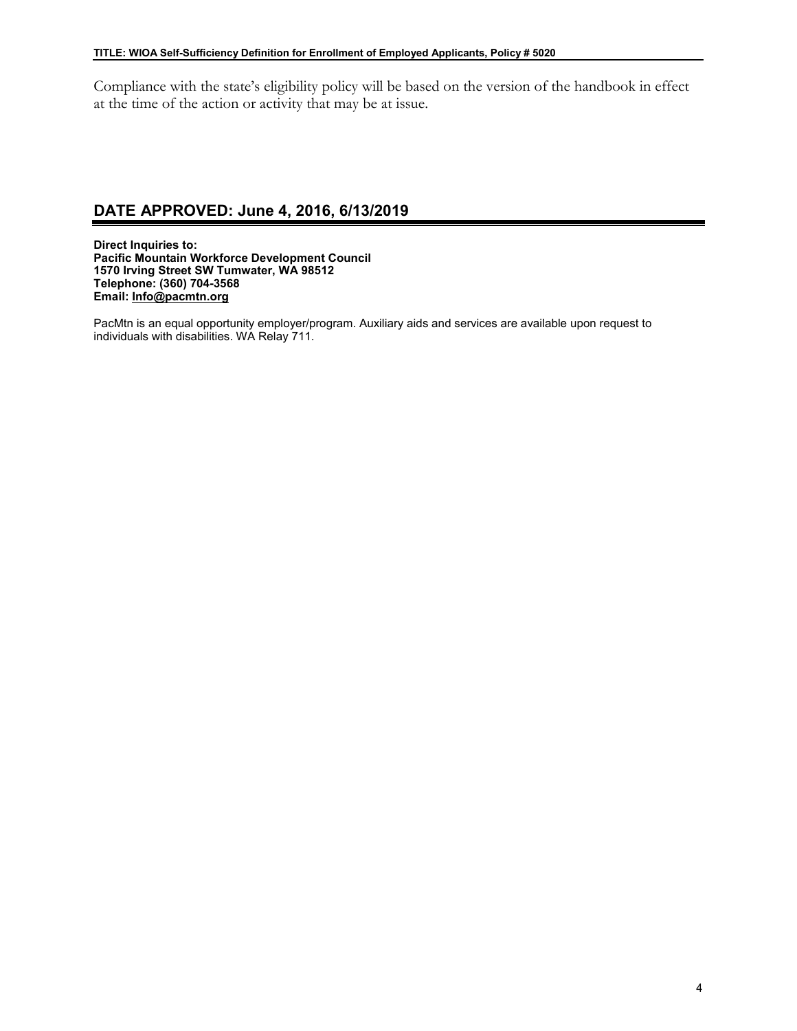Compliance with the state's eligibility policy will be based on the version of the handbook in effect at the time of the action or activity that may be at issue.

## DATE APPROVED: June 4, 2016, 6/13/2019

**Direct Inquiries to:**
**Pacific Mountain Workforce Development Council**
**1570 Irving Street SW Tumwater, WA 98512**
**Telephone: (360) 704-3568**
**Email: Info@pacmtn.org**

PacMtn is an equal opportunity employer/program. Auxiliary aids and services are available upon request to individuals with disabilities. WA Relay 711.